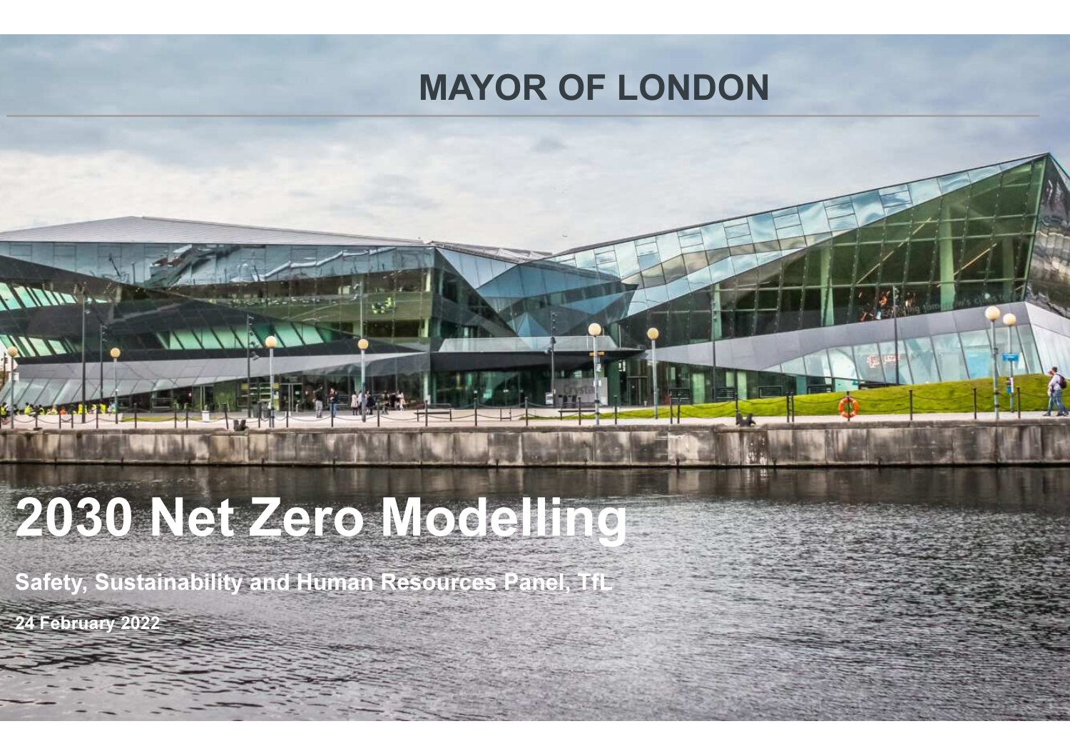MAYOR OF LONDON

# 2030 Net Zero Modelling

**Safety, Sustainability and Human Resources Panel, TfL**

**24 February 2022**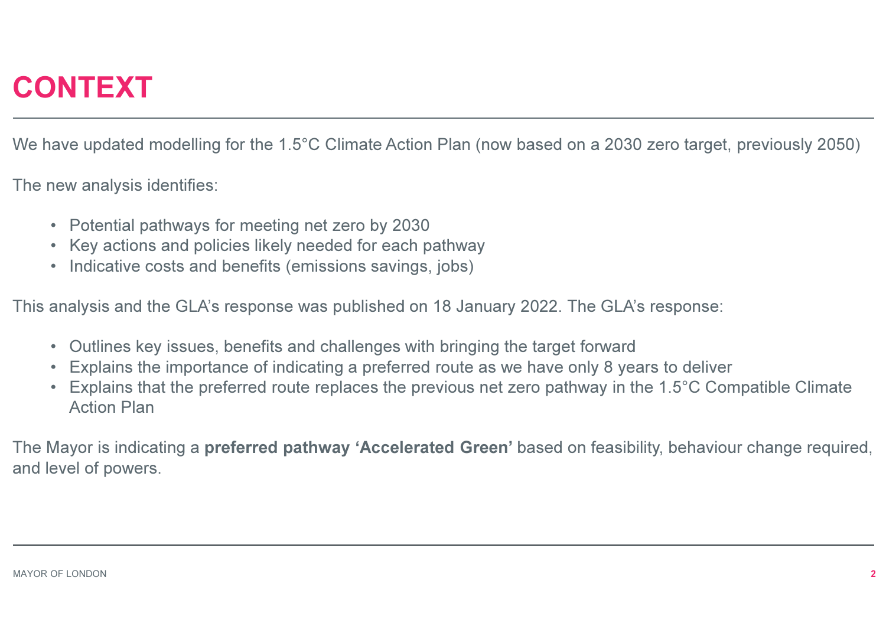# CONTEXT

We have updated modelling for the 1.5°C Climate Action Plan (now based on a 2030 zero target, previously 2050)

The new analysis identifies:

- Potential pathways for meeting net zero by 2030
- Key actions and policies likely needed for each pathway
- Indicative costs and benefits (emissions savings, jobs)

This analysis and the GLA's response was published on 18 January 2022. The GLA's response:

- Outlines key issues, benefits and challenges with bringing the target forward
- Explains the importance of indicating a preferred route as we have only 8 years to deliver
- Explains that the preferred route replaces the previous net zero pathway in the 1.5°C Compatible Climate Action Plan

The Mayor is indicating a **preferred pathway 'Accelerated Green'** based on feasibility, behaviour change required, and level of powers.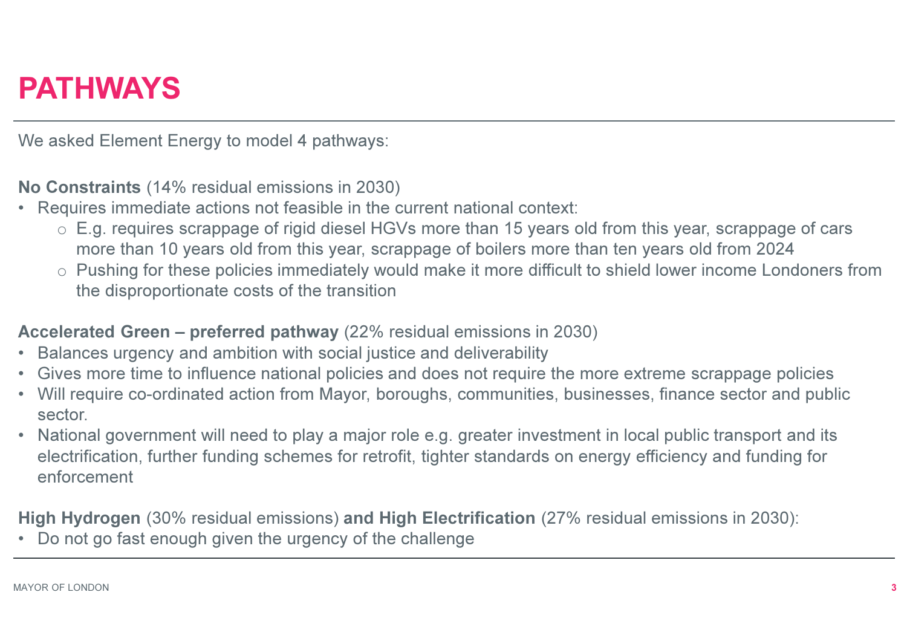# PATHWAYS

We asked Element Energy to model 4 pathways:

**No Constraints** (14% residual emissions in 2030)

- Requires immediate actions not feasible in the current national context:
  - E.g. requires scrappage of rigid diesel HGVs more than 15 years old from this year, scrappage of cars more than 10 years old from this year, scrappage of boilers more than ten years old from 2024
  - Pushing for these policies immediately would make it more difficult to shield lower income Londoners from the disproportionate costs of the transition

**Accelerated Green – preferred pathway** (22% residual emissions in 2030)

- Balances urgency and ambition with social justice and deliverability
- Gives more time to influence national policies and does not require the more extreme scrappage policies
- Will require co-ordinated action from Mayor, boroughs, communities, businesses, finance sector and public sector.
- National government will need to play a major role e.g. greater investment in local public transport and its electrification, further funding schemes for retrofit, tighter standards on energy efficiency and funding for enforcement

**High Hydrogen** (30% residual emissions) **and High Electrification** (27% residual emissions in 2030):

- Do not go fast enough given the urgency of the challenge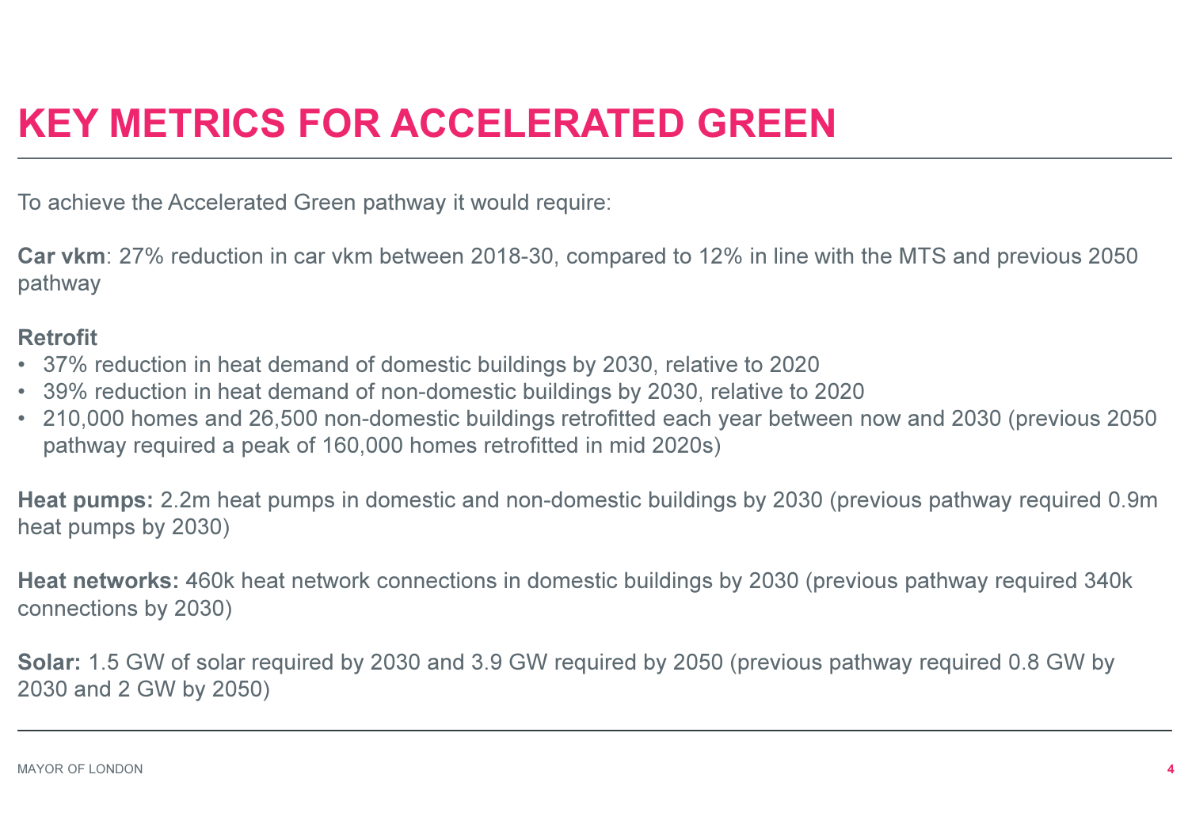# KEY METRICS FOR ACCELERATED GREEN

To achieve the Accelerated Green pathway it would require:

**Car vkm**: 27% reduction in car vkm between 2018-30, compared to 12% in line with the MTS and previous 2050 pathway

**Retrofit**

- 37% reduction in heat demand of domestic buildings by 2030, relative to 2020
- 39% reduction in heat demand of non-domestic buildings by 2030, relative to 2020
- 210,000 homes and 26,500 non-domestic buildings retrofitted each year between now and 2030 (previous 2050 pathway required a peak of 160,000 homes retrofitted in mid 2020s)

**Heat pumps:** 2.2m heat pumps in domestic and non-domestic buildings by 2030 (previous pathway required 0.9m heat pumps by 2030)

**Heat networks:** 460k heat network connections in domestic buildings by 2030 (previous pathway required 340k connections by 2030)

**Solar:** 1.5 GW of solar required by 2030 and 3.9 GW required by 2050 (previous pathway required 0.8 GW by 2030 and 2 GW by 2050)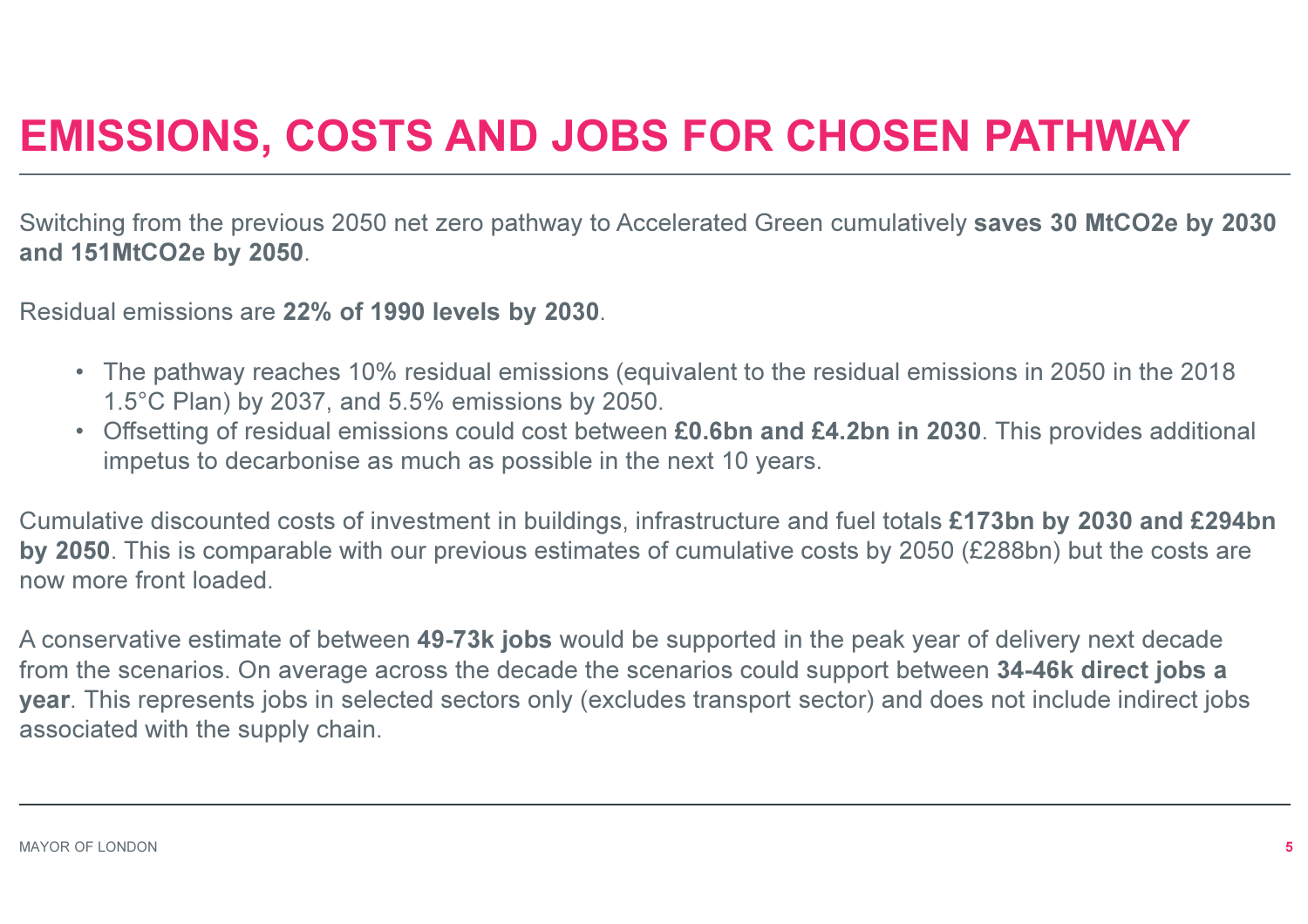# EMISSIONS, COSTS AND JOBS FOR CHOSEN PATHWAY

Switching from the previous 2050 net zero pathway to Accelerated Green cumulatively **saves 30 MtCO2e by 2030 and 151MtCO2e by 2050**.

Residual emissions are **22% of 1990 levels by 2030**.

- The pathway reaches 10% residual emissions (equivalent to the residual emissions in 2050 in the 2018 1.5°C Plan) by 2037, and 5.5% emissions by 2050.
- Offsetting of residual emissions could cost between **£0.6bn and £4.2bn in 2030**. This provides additional impetus to decarbonise as much as possible in the next 10 years.

Cumulative discounted costs of investment in buildings, infrastructure and fuel totals **£173bn by 2030 and £294bn by 2050**. This is comparable with our previous estimates of cumulative costs by 2050 (£288bn) but the costs are now more front loaded.

A conservative estimate of between **49-73k jobs** would be supported in the peak year of delivery next decade from the scenarios. On average across the decade the scenarios could support between **34-46k direct jobs a year**. This represents jobs in selected sectors only (excludes transport sector) and does not include indirect jobs associated with the supply chain.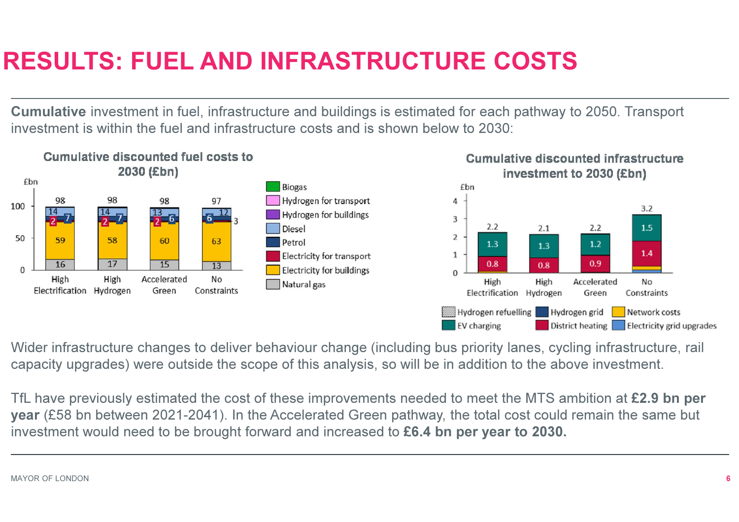# RESULTS: FUEL AND INFRASTRUCTURE COSTS

**Cumulative** investment in fuel, infrastructure and buildings is estimated for each pathway to 2050. Transport investment is within the fuel and infrastructure costs and is shown below to 2030:

**Cumulative discounted fuel costs to 2030 (£bn)**

| | High Electrification | High Hydrogen | Accelerated Green | No Constraints |
|---|---|---|---|---|
| Natural gas | 16 | 17 | 15 | 13 |
| Electricity for buildings | 59 | 58 | 60 | 63 |
| Electricity for transport | 2 | 2 | 2 | 3 |
| Petrol | 7 | 7 | 6 | 6 |
| Diesel | 14 | 14 | 13 | 12 |
| Total | 98 | 98 | 98 | 97 |

Legend: Biogas, Hydrogen for transport, Hydrogen for buildings, Diesel, Petrol, Electricity for transport, Electricity for buildings, Natural gas

**Cumulative discounted infrastructure investment to 2030 (£bn)**

| | High Electrification | High Hydrogen | Accelerated Green | No Constraints |
|---|---|---|---|---|
| District heating | 0.8 | 0.8 | 0.9 | 1.4 |
| EV charging | 1.3 | 1.3 | 1.2 | 1.5 |
| Total | 2.2 | 2.1 | 2.2 | 3.2 |

Legend: Hydrogen refuelling, EV charging, Hydrogen grid, District heating, Network costs, Electricity grid upgrades

Wider infrastructure changes to deliver behaviour change (including bus priority lanes, cycling infrastructure, rail capacity upgrades) were outside the scope of this analysis, so will be in addition to the above investment.

TfL have previously estimated the cost of these improvements needed to meet the MTS ambition at **£2.9 bn per year** (£58 bn between 2021-2041). In the Accelerated Green pathway, the total cost could remain the same but investment would need to be brought forward and increased to **£6.4 bn per year to 2030.**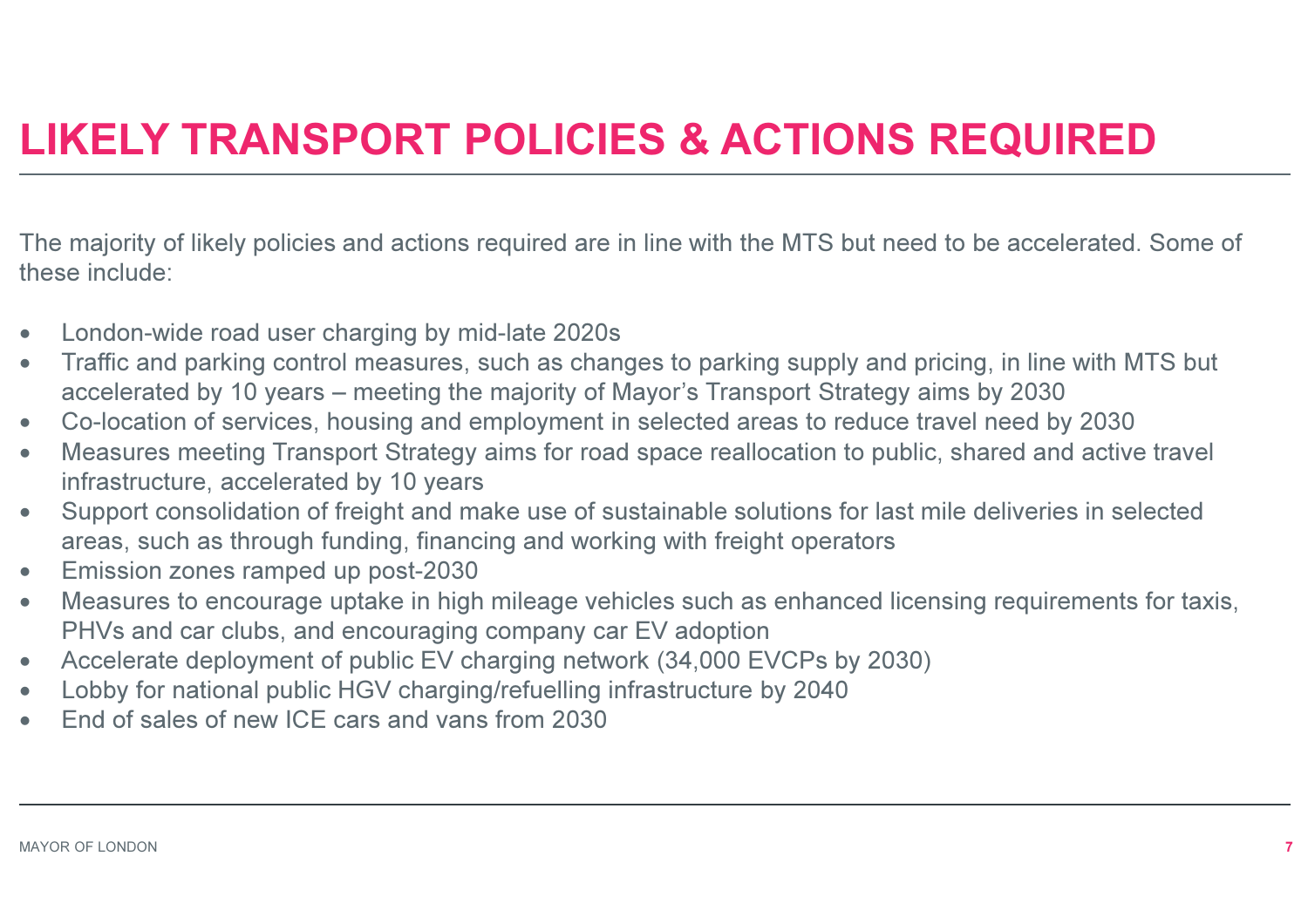# LIKELY TRANSPORT POLICIES & ACTIONS REQUIRED

The majority of likely policies and actions required are in line with the MTS but need to be accelerated. Some of these include:

- London-wide road user charging by mid-late 2020s
- Traffic and parking control measures, such as changes to parking supply and pricing, in line with MTS but accelerated by 10 years – meeting the majority of Mayor's Transport Strategy aims by 2030
- Co-location of services, housing and employment in selected areas to reduce travel need by 2030
- Measures meeting Transport Strategy aims for road space reallocation to public, shared and active travel infrastructure, accelerated by 10 years
- Support consolidation of freight and make use of sustainable solutions for last mile deliveries in selected areas, such as through funding, financing and working with freight operators
- Emission zones ramped up post-2030
- Measures to encourage uptake in high mileage vehicles such as enhanced licensing requirements for taxis, PHVs and car clubs, and encouraging company car EV adoption
- Accelerate deployment of public EV charging network (34,000 EVCPs by 2030)
- Lobby for national public HGV charging/refuelling infrastructure by 2040
- End of sales of new ICE cars and vans from 2030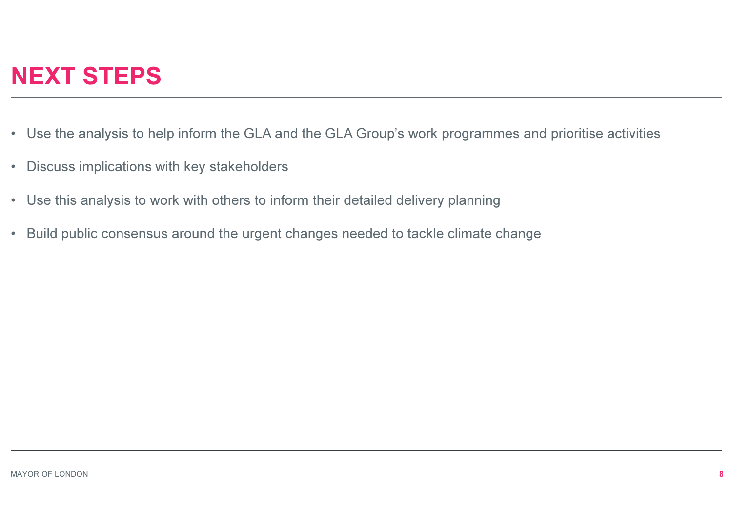# NEXT STEPS

- Use the analysis to help inform the GLA and the GLA Group's work programmes and prioritise activities
- Discuss implications with key stakeholders
- Use this analysis to work with others to inform their detailed delivery planning
- Build public consensus around the urgent changes needed to tackle climate change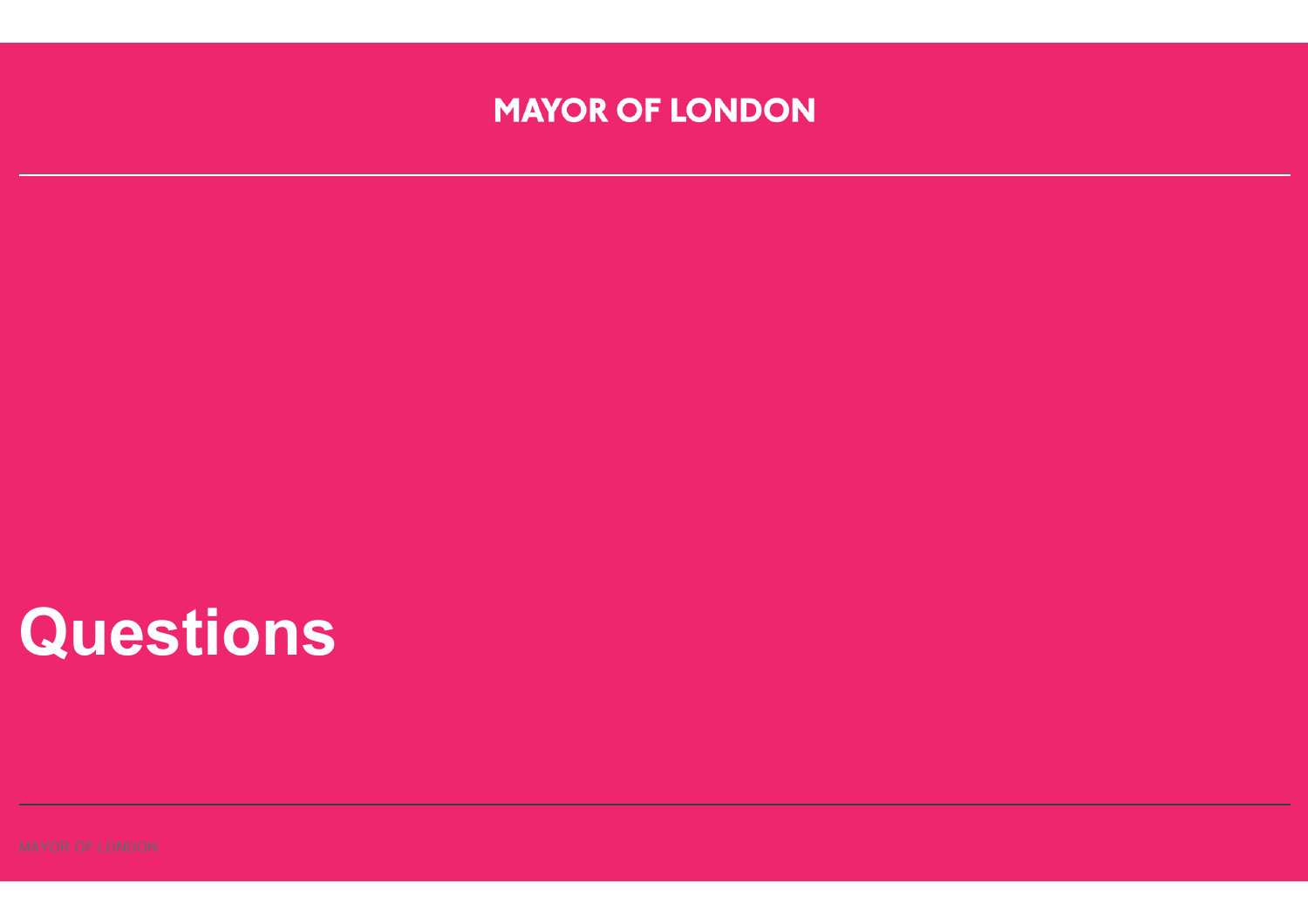# Questions